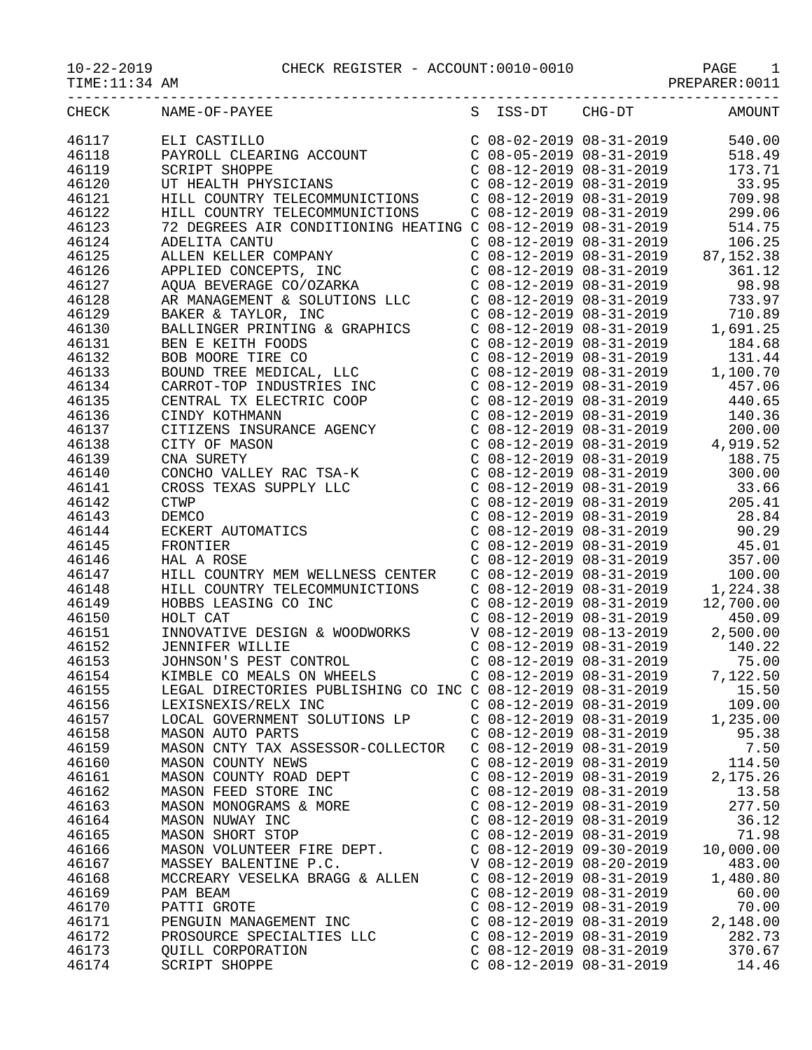10-22-2019 CHECK REGISTER - ACCOUNT:0010-0010 PAGE 1

TIME:11:34 AM PREPARER:0011

| CHECK | NAME-OF-PAYEE | S | ISS-DT | CHG-DT | AMOUNT |
|---|---|---|---|---|---|
| 46117 | ELI CASTILLO | C | 08-02-2019 | 08-31-2019 | 540.00 |
| 46118 | PAYROLL CLEARING ACCOUNT | C | 08-05-2019 | 08-31-2019 | 518.49 |
| 46119 | SCRIPT SHOPPE | C | 08-12-2019 | 08-31-2019 | 173.71 |
| 46120 | UT HEALTH PHYSICIANS | C | 08-12-2019 | 08-31-2019 | 33.95 |
| 46121 | HILL COUNTRY TELECOMMUNICTIONS | C | 08-12-2019 | 08-31-2019 | 709.98 |
| 46122 | HILL COUNTRY TELECOMMUNICTIONS | C | 08-12-2019 | 08-31-2019 | 299.06 |
| 46123 | 72 DEGREES AIR CONDITIONING HEATING | C | 08-12-2019 | 08-31-2019 | 514.75 |
| 46124 | ADELITA CANTU | C | 08-12-2019 | 08-31-2019 | 106.25 |
| 46125 | ALLEN KELLER COMPANY | C | 08-12-2019 | 08-31-2019 | 87,152.38 |
| 46126 | APPLIED CONCEPTS, INC | C | 08-12-2019 | 08-31-2019 | 361.12 |
| 46127 | AQUA BEVERAGE CO/OZARKA | C | 08-12-2019 | 08-31-2019 | 98.98 |
| 46128 | AR MANAGEMENT & SOLUTIONS LLC | C | 08-12-2019 | 08-31-2019 | 733.97 |
| 46129 | BAKER & TAYLOR, INC | C | 08-12-2019 | 08-31-2019 | 710.89 |
| 46130 | BALLINGER PRINTING & GRAPHICS | C | 08-12-2019 | 08-31-2019 | 1,691.25 |
| 46131 | BEN E KEITH FOODS | C | 08-12-2019 | 08-31-2019 | 184.68 |
| 46132 | BOB MOORE TIRE CO | C | 08-12-2019 | 08-31-2019 | 131.44 |
| 46133 | BOUND TREE MEDICAL, LLC | C | 08-12-2019 | 08-31-2019 | 1,100.70 |
| 46134 | CARROT-TOP INDUSTRIES INC | C | 08-12-2019 | 08-31-2019 | 457.06 |
| 46135 | CENTRAL TX ELECTRIC COOP | C | 08-12-2019 | 08-31-2019 | 440.65 |
| 46136 | CINDY KOTHMANN | C | 08-12-2019 | 08-31-2019 | 140.36 |
| 46137 | CITIZENS INSURANCE AGENCY | C | 08-12-2019 | 08-31-2019 | 200.00 |
| 46138 | CITY OF MASON | C | 08-12-2019 | 08-31-2019 | 4,919.52 |
| 46139 | CNA SURETY | C | 08-12-2019 | 08-31-2019 | 188.75 |
| 46140 | CONCHO VALLEY RAC TSA-K | C | 08-12-2019 | 08-31-2019 | 300.00 |
| 46141 | CROSS TEXAS SUPPLY LLC | C | 08-12-2019 | 08-31-2019 | 33.66 |
| 46142 | CTWP | C | 08-12-2019 | 08-31-2019 | 205.41 |
| 46143 | DEMCO | C | 08-12-2019 | 08-31-2019 | 28.84 |
| 46144 | ECKERT AUTOMATICS | C | 08-12-2019 | 08-31-2019 | 90.29 |
| 46145 | FRONTIER | C | 08-12-2019 | 08-31-2019 | 45.01 |
| 46146 | HAL A ROSE | C | 08-12-2019 | 08-31-2019 | 357.00 |
| 46147 | HILL COUNTRY MEM WELLNESS CENTER | C | 08-12-2019 | 08-31-2019 | 100.00 |
| 46148 | HILL COUNTRY TELECOMMUNICTIONS | C | 08-12-2019 | 08-31-2019 | 1,224.38 |
| 46149 | HOBBS LEASING CO INC | C | 08-12-2019 | 08-31-2019 | 12,700.00 |
| 46150 | HOLT CAT | C | 08-12-2019 | 08-31-2019 | 450.09 |
| 46151 | INNOVATIVE DESIGN & WOODWORKS | V | 08-12-2019 | 08-13-2019 | 2,500.00 |
| 46152 | JENNIFER WILLIE | C | 08-12-2019 | 08-31-2019 | 140.22 |
| 46153 | JOHNSON'S PEST CONTROL | C | 08-12-2019 | 08-31-2019 | 75.00 |
| 46154 | KIMBLE CO MEALS ON WHEELS | C | 08-12-2019 | 08-31-2019 | 7,122.50 |
| 46155 | LEGAL DIRECTORIES PUBLISHING CO INC | C | 08-12-2019 | 08-31-2019 | 15.50 |
| 46156 | LEXISNEXIS/RELX INC | C | 08-12-2019 | 08-31-2019 | 109.00 |
| 46157 | LOCAL GOVERNMENT SOLUTIONS LP | C | 08-12-2019 | 08-31-2019 | 1,235.00 |
| 46158 | MASON AUTO PARTS | C | 08-12-2019 | 08-31-2019 | 95.38 |
| 46159 | MASON CNTY TAX ASSESSOR-COLLECTOR | C | 08-12-2019 | 08-31-2019 | 7.50 |
| 46160 | MASON COUNTY NEWS | C | 08-12-2019 | 08-31-2019 | 114.50 |
| 46161 | MASON COUNTY ROAD DEPT | C | 08-12-2019 | 08-31-2019 | 2,175.26 |
| 46162 | MASON FEED STORE INC | C | 08-12-2019 | 08-31-2019 | 13.58 |
| 46163 | MASON MONOGRAMS & MORE | C | 08-12-2019 | 08-31-2019 | 277.50 |
| 46164 | MASON NUWAY INC | C | 08-12-2019 | 08-31-2019 | 36.12 |
| 46165 | MASON SHORT STOP | C | 08-12-2019 | 08-31-2019 | 71.98 |
| 46166 | MASON VOLUNTEER FIRE DEPT. | C | 08-12-2019 | 09-30-2019 | 10,000.00 |
| 46167 | MASSEY BALENTINE P.C. | V | 08-12-2019 | 08-20-2019 | 483.00 |
| 46168 | MCCREARY VESELKA BRAGG & ALLEN | C | 08-12-2019 | 08-31-2019 | 1,480.80 |
| 46169 | PAM BEAM | C | 08-12-2019 | 08-31-2019 | 60.00 |
| 46170 | PATTI GROTE | C | 08-12-2019 | 08-31-2019 | 70.00 |
| 46171 | PENGUIN MANAGEMENT INC | C | 08-12-2019 | 08-31-2019 | 2,148.00 |
| 46172 | PROSOURCE SPECIALTIES LLC | C | 08-12-2019 | 08-31-2019 | 282.73 |
| 46173 | QUILL CORPORATION | C | 08-12-2019 | 08-31-2019 | 370.67 |
| 46174 | SCRIPT SHOPPE | C | 08-12-2019 | 08-31-2019 | 14.46 |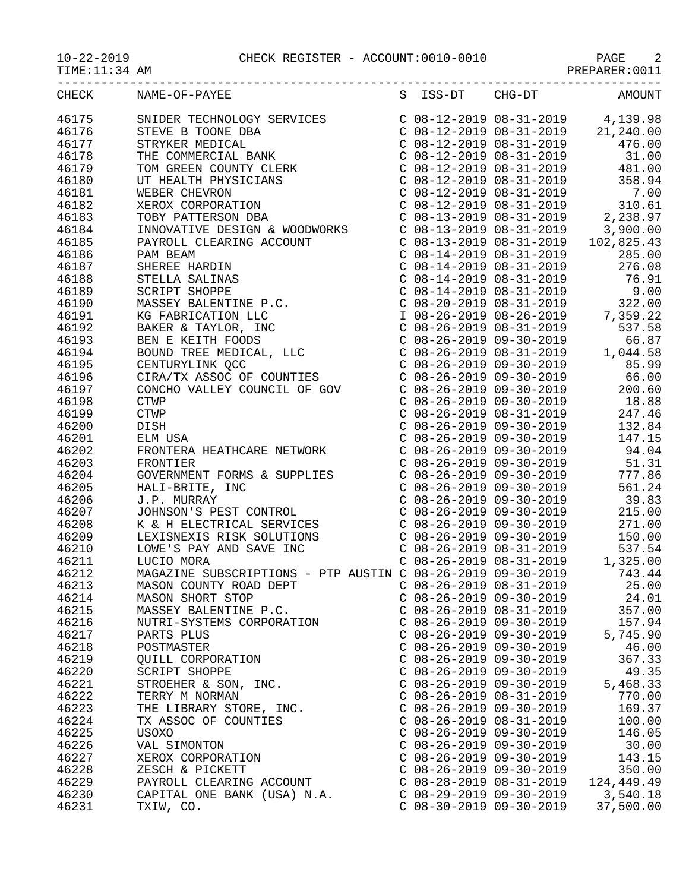10-22-2019 CHECK REGISTER - ACCOUNT:0010-0010

TIME:11:34 AM PREPARER:0011

| CHECK | NAME-OF-PAYEE | S | ISS-DT | CHG-DT | AMOUNT |
|---|---|---|---|---|---|
| 46175 | SNIDER TECHNOLOGY SERVICES | C | 08-12-2019 | 08-31-2019 | 4,139.98 |
| 46176 | STEVE B TOONE DBA | C | 08-12-2019 | 08-31-2019 | 21,240.00 |
| 46177 | STRYKER MEDICAL | C | 08-12-2019 | 08-31-2019 | 476.00 |
| 46178 | THE COMMERCIAL BANK | C | 08-12-2019 | 08-31-2019 | 31.00 |
| 46179 | TOM GREEN COUNTY CLERK | C | 08-12-2019 | 08-31-2019 | 481.00 |
| 46180 | UT HEALTH PHYSICIANS | C | 08-12-2019 | 08-31-2019 | 358.94 |
| 46181 | WEBER CHEVRON | C | 08-12-2019 | 08-31-2019 | 7.00 |
| 46182 | XEROX CORPORATION | C | 08-12-2019 | 08-31-2019 | 310.61 |
| 46183 | TOBY PATTERSON DBA | C | 08-13-2019 | 08-31-2019 | 2,238.97 |
| 46184 | INNOVATIVE DESIGN & WOODWORKS | C | 08-13-2019 | 08-31-2019 | 3,900.00 |
| 46185 | PAYROLL CLEARING ACCOUNT | C | 08-13-2019 | 08-31-2019 | 102,825.43 |
| 46186 | PAM BEAM | C | 08-14-2019 | 08-31-2019 | 285.00 |
| 46187 | SHEREE HARDIN | C | 08-14-2019 | 08-31-2019 | 276.08 |
| 46188 | STELLA SALINAS | C | 08-14-2019 | 08-31-2019 | 76.91 |
| 46189 | SCRIPT SHOPPE | C | 08-14-2019 | 08-31-2019 | 9.00 |
| 46190 | MASSEY BALENTINE P.C. | C | 08-20-2019 | 08-31-2019 | 322.00 |
| 46191 | KG FABRICATION LLC | I | 08-26-2019 | 08-26-2019 | 7,359.22 |
| 46192 | BAKER & TAYLOR, INC | C | 08-26-2019 | 08-31-2019 | 537.58 |
| 46193 | BEN E KEITH FOODS | C | 08-26-2019 | 09-30-2019 | 66.87 |
| 46194 | BOUND TREE MEDICAL, LLC | C | 08-26-2019 | 08-31-2019 | 1,044.58 |
| 46195 | CENTURYLINK QCC | C | 08-26-2019 | 09-30-2019 | 85.99 |
| 46196 | CIRA/TX ASSOC OF COUNTIES | C | 08-26-2019 | 09-30-2019 | 66.00 |
| 46197 | CONCHO VALLEY COUNCIL OF GOV | C | 08-26-2019 | 09-30-2019 | 200.60 |
| 46198 | CTWP | C | 08-26-2019 | 09-30-2019 | 18.88 |
| 46199 | CTWP | C | 08-26-2019 | 08-31-2019 | 247.46 |
| 46200 | DISH | C | 08-26-2019 | 09-30-2019 | 132.84 |
| 46201 | ELM USA | C | 08-26-2019 | 09-30-2019 | 147.15 |
| 46202 | FRONTERA HEATHCARE NETWORK | C | 08-26-2019 | 09-30-2019 | 94.04 |
| 46203 | FRONTIER | C | 08-26-2019 | 09-30-2019 | 51.31 |
| 46204 | GOVERNMENT FORMS & SUPPLIES | C | 08-26-2019 | 09-30-2019 | 777.86 |
| 46205 | HALI-BRITE, INC | C | 08-26-2019 | 09-30-2019 | 561.24 |
| 46206 | J.P. MURRAY | C | 08-26-2019 | 09-30-2019 | 39.83 |
| 46207 | JOHNSON'S PEST CONTROL | C | 08-26-2019 | 09-30-2019 | 215.00 |
| 46208 | K & H ELECTRICAL SERVICES | C | 08-26-2019 | 09-30-2019 | 271.00 |
| 46209 | LEXISNEXIS RISK SOLUTIONS | C | 08-26-2019 | 09-30-2019 | 150.00 |
| 46210 | LOWE'S PAY AND SAVE INC | C | 08-26-2019 | 08-31-2019 | 537.54 |
| 46211 | LUCIO MORA | C | 08-26-2019 | 08-31-2019 | 1,325.00 |
| 46212 | MAGAZINE SUBSCRIPTIONS - PTP AUSTIN | C | 08-26-2019 | 09-30-2019 | 743.44 |
| 46213 | MASON COUNTY ROAD DEPT | C | 08-26-2019 | 08-31-2019 | 25.00 |
| 46214 | MASON SHORT STOP | C | 08-26-2019 | 09-30-2019 | 24.01 |
| 46215 | MASSEY BALENTINE P.C. | C | 08-26-2019 | 08-31-2019 | 357.00 |
| 46216 | NUTRI-SYSTEMS CORPORATION | C | 08-26-2019 | 09-30-2019 | 157.94 |
| 46217 | PARTS PLUS | C | 08-26-2019 | 09-30-2019 | 5,745.90 |
| 46218 | POSTMASTER | C | 08-26-2019 | 09-30-2019 | 46.00 |
| 46219 | QUILL CORPORATION | C | 08-26-2019 | 09-30-2019 | 367.33 |
| 46220 | SCRIPT SHOPPE | C | 08-26-2019 | 09-30-2019 | 49.35 |
| 46221 | STROEHER & SON, INC. | C | 08-26-2019 | 09-30-2019 | 5,468.33 |
| 46222 | TERRY M NORMAN | C | 08-26-2019 | 08-31-2019 | 770.00 |
| 46223 | THE LIBRARY STORE, INC. | C | 08-26-2019 | 09-30-2019 | 169.37 |
| 46224 | TX ASSOC OF COUNTIES | C | 08-26-2019 | 08-31-2019 | 100.00 |
| 46225 | USOXO | C | 08-26-2019 | 09-30-2019 | 146.05 |
| 46226 | VAL SIMONTON | C | 08-26-2019 | 09-30-2019 | 30.00 |
| 46227 | XEROX CORPORATION | C | 08-26-2019 | 09-30-2019 | 143.15 |
| 46228 | ZESCH & PICKETT | C | 08-26-2019 | 09-30-2019 | 350.00 |
| 46229 | PAYROLL CLEARING ACCOUNT | C | 08-28-2019 | 08-31-2019 | 124,449.49 |
| 46230 | CAPITAL ONE BANK (USA) N.A. | C | 08-29-2019 | 09-30-2019 | 3,540.18 |
| 46231 | TXIW, CO. | C | 08-30-2019 | 09-30-2019 | 37,500.00 |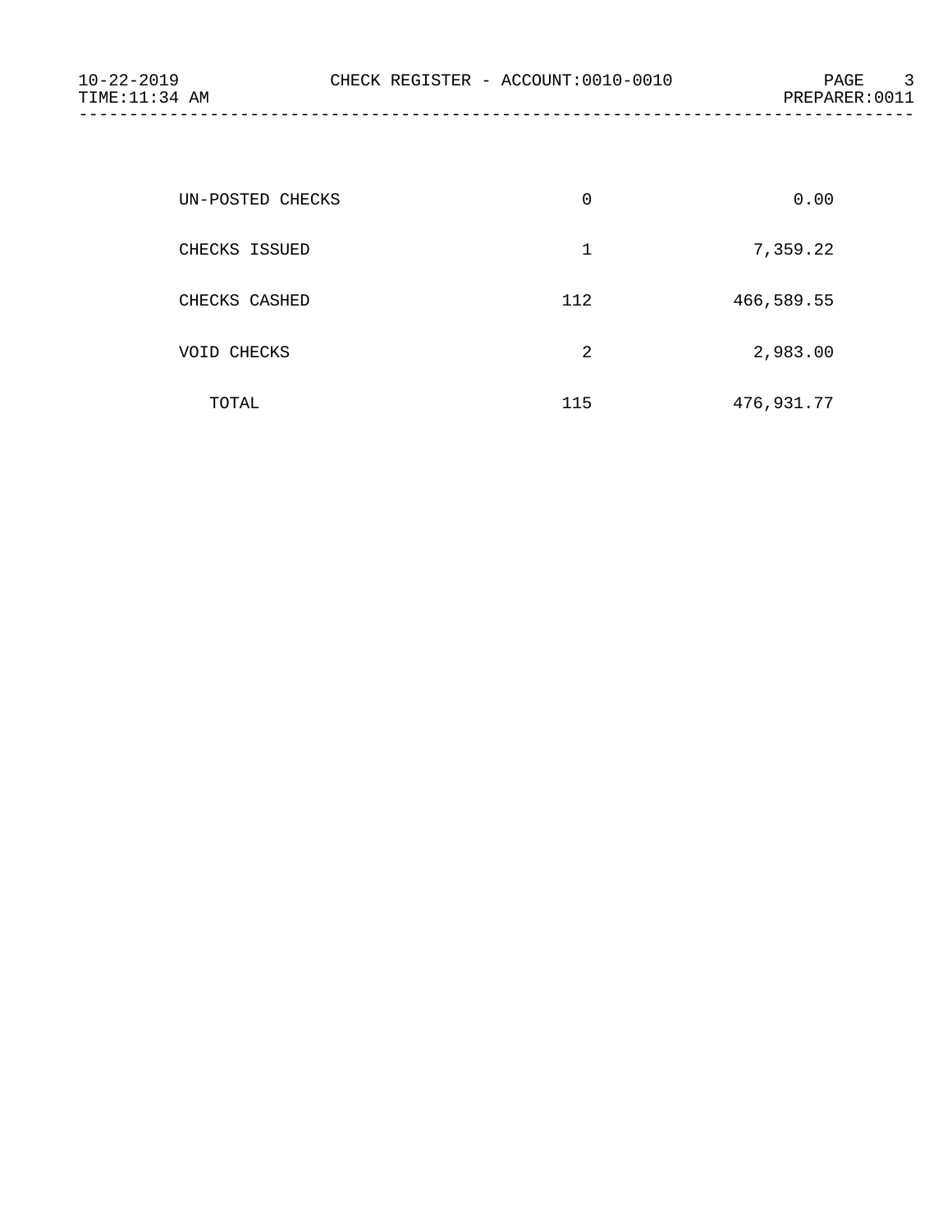| | | |
|---|---|---|
| UN-POSTED CHECKS | 0 | 0.00 |
| CHECKS ISSUED | 1 | 7,359.22 |
| CHECKS CASHED | 112 | 466,589.55 |
| VOID CHECKS | 2 | 2,983.00 |
| TOTAL | 115 | 476,931.77 |